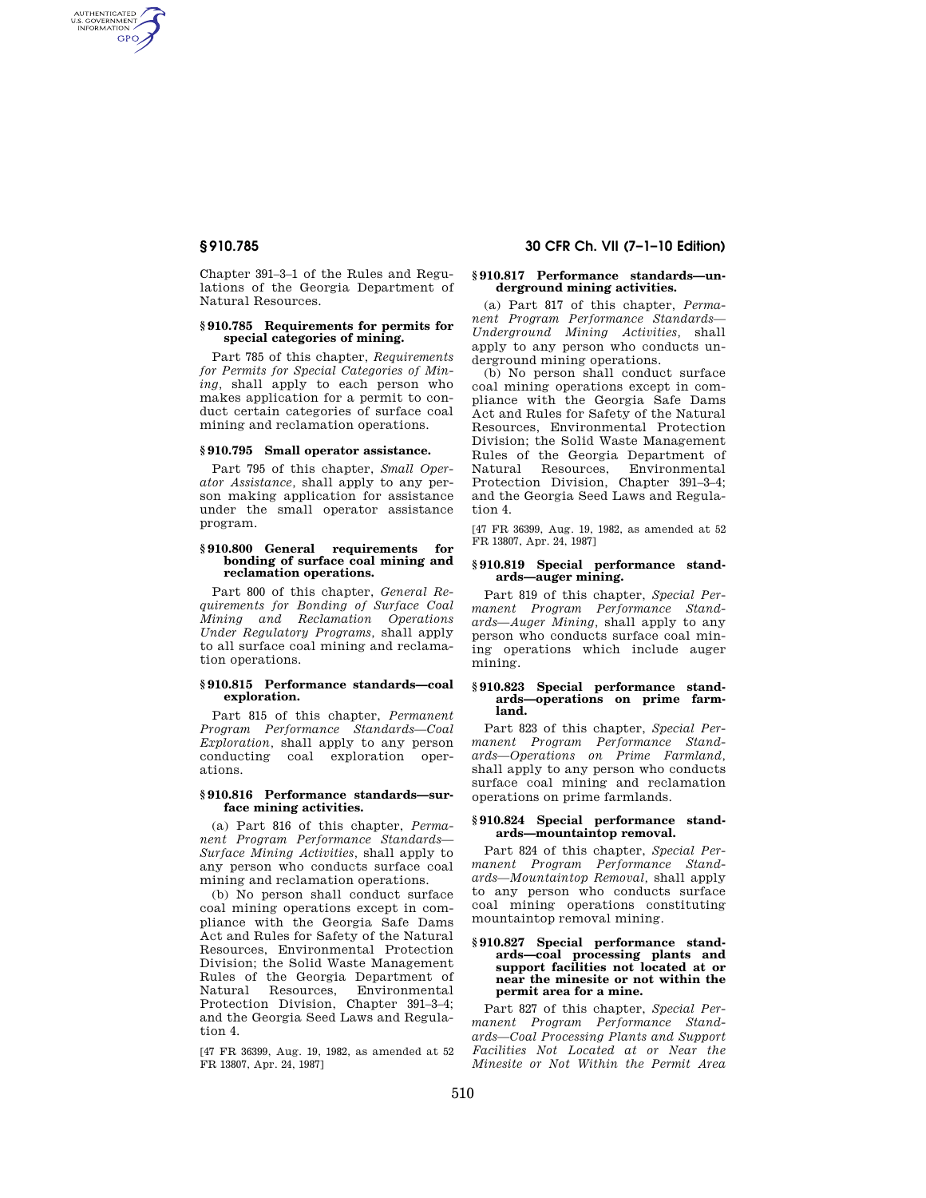Chapter 391–3–1 of the Rules and Regulations of the Georgia Department of Natural Resources.

### § 910.785 Requirements for permits for special categories of mining.

Part 785 of this chapter, *Requirements for Permits for Special Categories of Mining,* shall apply to each person who makes application for a permit to conduct certain categories of surface coal mining and reclamation operations.

### § 910.795 Small operator assistance.

Part 795 of this chapter, *Small Operator Assistance,* shall apply to any person making application for assistance under the small operator assistance program.

### § 910.800 General requirements for bonding of surface coal mining and reclamation operations.

Part 800 of this chapter, *General Requirements for Bonding of Surface Coal Mining and Reclamation Operations Under Regulatory Programs,* shall apply to all surface coal mining and reclamation operations.

### § 910.815 Performance standards—coal exploration.

Part 815 of this chapter, *Permanent Program Performance Standards—Coal Exploration,* shall apply to any person conducting coal exploration operations.

### § 910.816 Performance standards—surface mining activities.

(a) Part 816 of this chapter, *Permanent Program Performance Standards—Surface Mining Activities,* shall apply to any person who conducts surface coal mining and reclamation operations.

(b) No person shall conduct surface coal mining operations except in compliance with the Georgia Safe Dams Act and Rules for Safety of the Natural Resources, Environmental Protection Division; the Solid Waste Management Rules of the Georgia Department of Natural Resources, Environmental Protection Division, Chapter 391–3–4; and the Georgia Seed Laws and Regulation 4.

[47 FR 36399, Aug. 19, 1982, as amended at 52 FR 13807, Apr. 24, 1987]

### § 910.817 Performance standards—underground mining activities.

(a) Part 817 of this chapter, *Permanent Program Performance Standards—Underground Mining Activities,* shall apply to any person who conducts underground mining operations.

(b) No person shall conduct surface coal mining operations except in compliance with the Georgia Safe Dams Act and Rules for Safety of the Natural Resources, Environmental Protection Division; the Solid Waste Management Rules of the Georgia Department of Natural Resources, Environmental Protection Division, Chapter 391–3–4; and the Georgia Seed Laws and Regulation 4.

[47 FR 36399, Aug. 19, 1982, as amended at 52 FR 13807, Apr. 24, 1987]

### § 910.819 Special performance standards—auger mining.

Part 819 of this chapter, *Special Permanent Program Performance Standards—Auger Mining,* shall apply to any person who conducts surface coal mining operations which include auger mining.

### § 910.823 Special performance standards—operations on prime farmland.

Part 823 of this chapter, *Special Permanent Program Performance Standards—Operations on Prime Farmland,* shall apply to any person who conducts surface coal mining and reclamation operations on prime farmlands.

### § 910.824 Special performance standards—mountaintop removal.

Part 824 of this chapter, *Special Permanent Program Performance Standards—Mountaintop Removal,* shall apply to any person who conducts surface coal mining operations constituting mountaintop removal mining.

### § 910.827 Special performance standards—coal processing plants and support facilities not located at or near the minesite or not within the permit area for a mine.

Part 827 of this chapter, *Special Permanent Program Performance Standards—Coal Processing Plants and Support Facilities Not Located at or Near the Minesite or Not Within the Permit Area*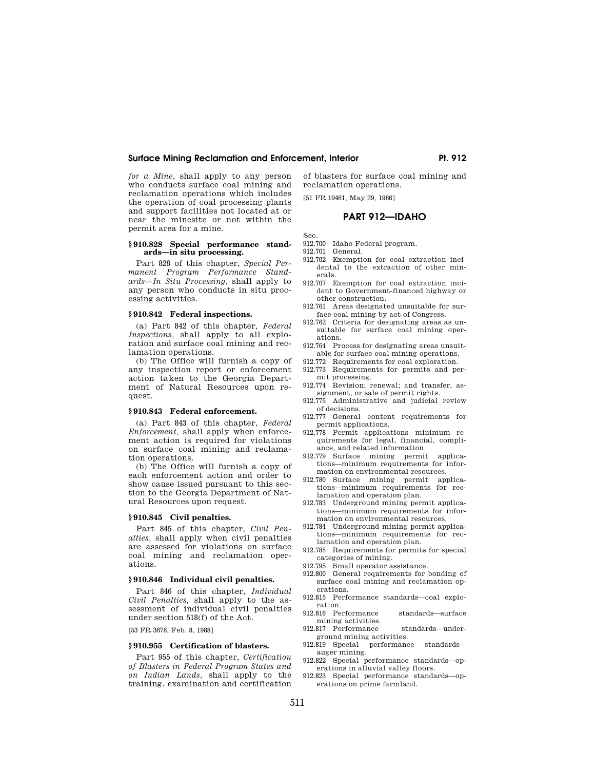*for a Mine*, shall apply to any person who conducts surface coal mining and reclamation operations which includes the operation of coal processing plants and support facilities not located at or near the minesite or not within the permit area for a mine.

### § 910.828 Special performance standards—in situ processing.

Part 828 of this chapter, *Special Permanent Program Performance Standards—In Situ Processing*, shall apply to any person who conducts in situ processing activities.

### § 910.842 Federal inspections.

(a) Part 842 of this chapter, *Federal Inspections*, shall apply to all exploration and surface coal mining and reclamation operations.

(b) The Office will furnish a copy of any inspection report or enforcement action taken to the Georgia Department of Natural Resources upon request.

### § 910.843 Federal enforcement.

(a) Part 843 of this chapter, *Federal Enforcement*, shall apply when enforcement action is required for violations on surface coal mining and reclamation operations.

(b) The Office will furnish a copy of each enforcement action and order to show cause issued pursuant to this section to the Georgia Department of Natural Resources upon request.

### § 910.845 Civil penalties.

Part 845 of this chapter, *Civil Penalties*, shall apply when civil penalties are assessed for violations on surface coal mining and reclamation operations.

### § 910.846 Individual civil penalties.

Part 846 of this chapter, *Individual Civil Penalties*, shall apply to the assessment of individual civil penalties under section 518(f) of the Act.

[53 FR 3676, Feb. 8, 1988]

### § 910.955 Certification of blasters.

Part 955 of this chapter, *Certification of Blasters in Federal Program States and on Indian Lands*, shall apply to the training, examination and certification of blasters for surface coal mining and reclamation operations.

[51 FR 19461, May 29, 1986]

## PART 912—IDAHO

Sec.
912.700 Idaho Federal program.
912.701 General.
912.702 Exemption for coal extraction incidental to the extraction of other minerals.
912.707 Exemption for coal extraction incident to Government-financed highway or other construction.
912.761 Areas designated unsuitable for surface coal mining by act of Congress.
912.762 Criteria for designating areas as unsuitable for surface coal mining operations.
912.764 Process for designating areas unsuitable for surface coal mining operations.
912.772 Requirements for coal exploration.
912.773 Requirements for permits and permit processing.
912.774 Revision; renewal; and transfer, assignment, or sale of permit rights.
912.775 Administrative and judicial review of decisions.
912.777 General content requirements for permit applications.
912.778 Permit applications—minimum requirements for legal, financial, compliance, and related information.
912.779 Surface mining permit applications—minimum requirements for information on environmental resources.
912.780 Surface mining permit applications—minimum requirements for reclamation and operation plan.
912.783 Underground mining permit applications—minimum requirements for information on environmental resources.
912.784 Underground mining permit applications—minimum requirements for reclamation and operation plan.
912.785 Requirements for permits for special categories of mining.
912.795 Small operator assistance.
912.800 General requirements for bonding of surface coal mining and reclamation operations.
912.815 Performance standards—coal exploration.
912.816 Performance standards—surface mining activities.
912.817 Performance standards—underground mining activities.
912.819 Special performance standards—auger mining.
912.822 Special performance standards—operations in alluvial valley floors.
912.823 Special performance standards—operations on prime farmland.